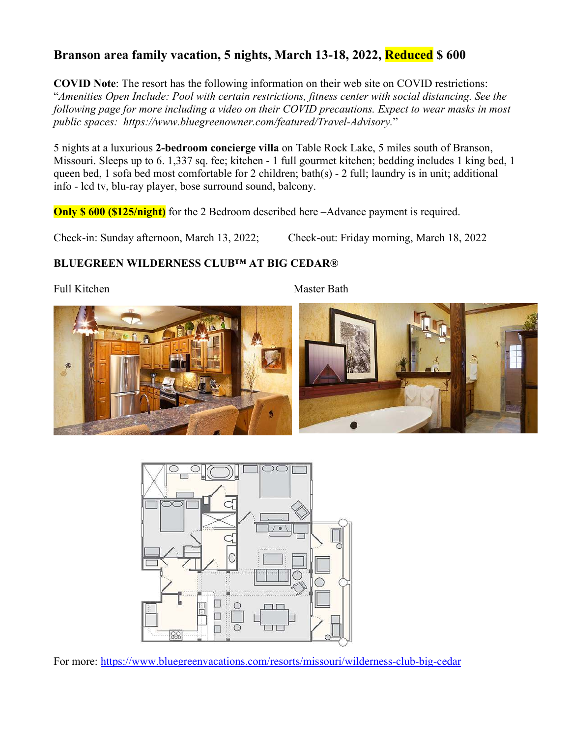## Branson area family vacation, 5 nights, March 13-18, 2022, Reduced $ 600

**COVID Note**: The resort has the following information on their web site on COVID restrictions: "*Amenities Open Include: Pool with certain restrictions, fitness center with social distancing. See the following page for more including a video on their COVID precautions. Expect to wear masks in most public spaces: https://www.bluegreenowner.com/featured/Travel-Advisory.*"

5 nights at a luxurious **2-bedroom concierge villa** on Table Rock Lake, 5 miles south of Branson, Missouri. Sleeps up to 6. 1,337 sq. fee; kitchen - 1 full gourmet kitchen; bedding includes 1 king bed, 1 queen bed, 1 sofa bed most comfortable for 2 children; bath(s) - 2 full; laundry is in unit; additional info - lcd tv, blu-ray player, bose surround sound, balcony.

**Only $ 600 ($125/night)** for the 2 Bedroom described here –Advance payment is required.

Check-in: Sunday afternoon, March 13, 2022; Check-out: Friday morning, March 18, 2022

**BLUEGREEN WILDERNESS CLUB™ AT BIG CEDAR®**

Full Kitchen

Master Bath

For more: [https://www.bluegreenvacations.com/resorts/missouri/wilderness-club-big-cedar](https://www.bluegreenvacations.com/resorts/missouri/wilderness-club-big-cedar)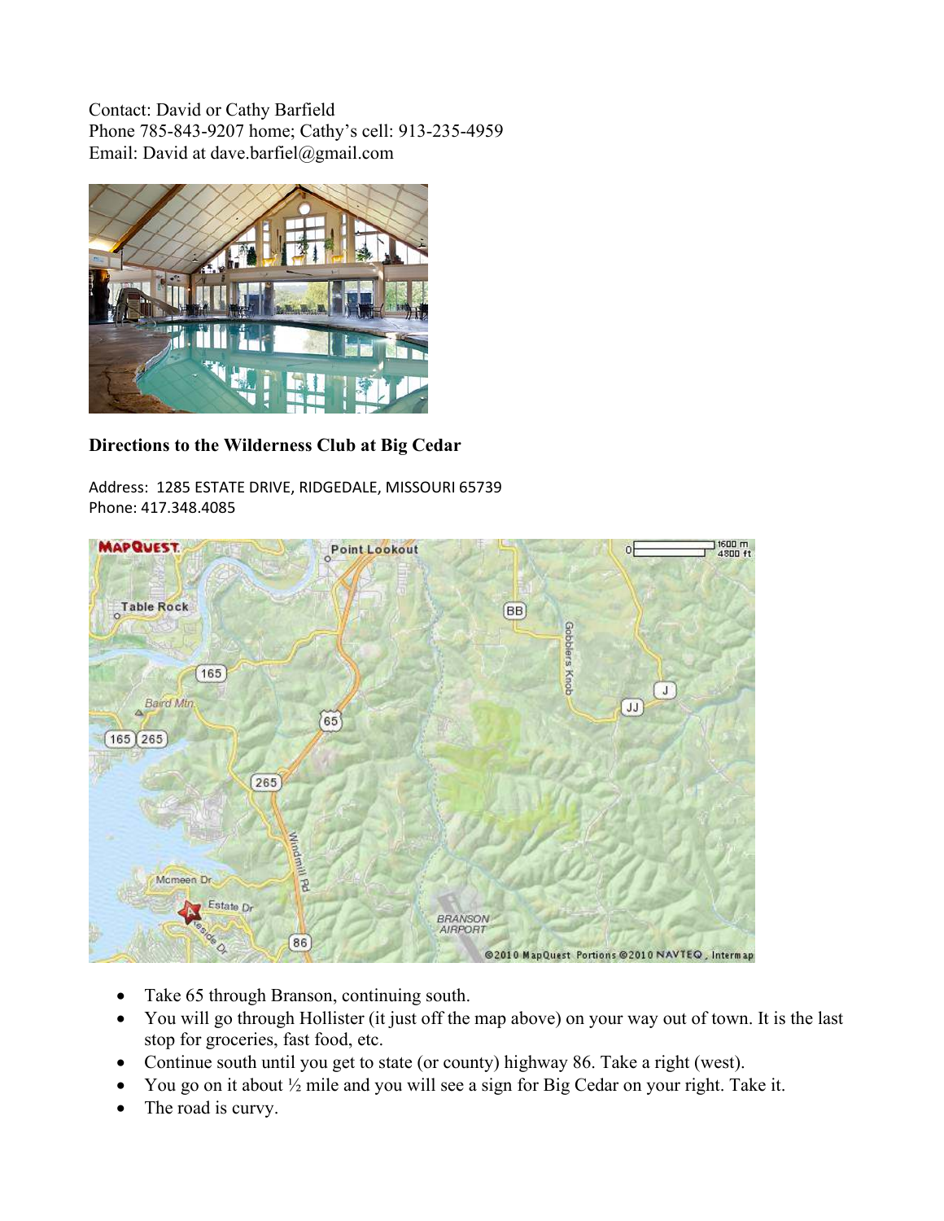Contact: David or Cathy Barfield
Phone 785-843-9207 home; Cathy's cell: 913-235-4959
Email: David at dave.barfiel@gmail.com

**Directions to the Wilderness Club at Big Cedar**

Address: 1285 ESTATE DRIVE, RIDGEDALE, MISSOURI 65739
Phone: 417.348.4085

- Take 65 through Branson, continuing south.
- You will go through Hollister (it just off the map above) on your way out of town. It is the last stop for groceries, fast food, etc.
- Continue south until you get to state (or county) highway 86. Take a right (west).
- You go on it about ½ mile and you will see a sign for Big Cedar on your right. Take it.
- The road is curvy.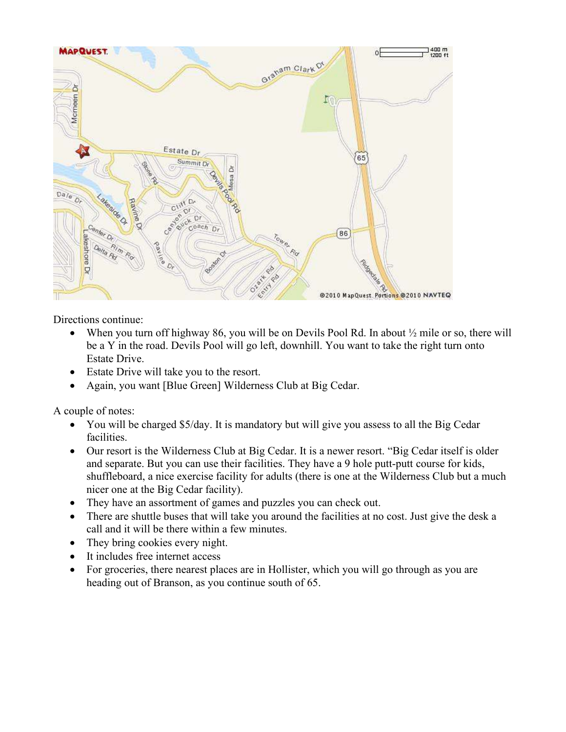MAPQUEST

0 400 m 1200 ft

Graham Clark Dr

Mcmeen Dr

Estate Dr

Summit Dr

Stone Rd

Mesa Dr

Devils Pool Rd

65

Dale Dr

Lakeside Dr

Ravine Dr

Cliff Dr

Canyon Dr

Buck Dr

Coach Dr

Center Dr

Rim Rd

Delta Rd

Lakeshore Dr

Pavine Dr

Boston Dr

Tower Rd

86

Ridgedale Rd

Ozark Rd

Entry Rd

©2010 MapQuest Portions ©2010 NAVTEQ

Directions continue:

- When you turn off highway 86, you will be on Devils Pool Rd. In about ½ mile or so, there will be a Y in the road. Devils Pool will go left, downhill. You want to take the right turn onto Estate Drive.
- Estate Drive will take you to the resort.
- Again, you want [Blue Green] Wilderness Club at Big Cedar.

A couple of notes:

- You will be charged $5/day. It is mandatory but will give you assess to all the Big Cedar facilities.
- Our resort is the Wilderness Club at Big Cedar. It is a newer resort. "Big Cedar itself is older and separate. But you can use their facilities. They have a 9 hole putt-putt course for kids, shuffleboard, a nice exercise facility for adults (there is one at the Wilderness Club but a much nicer one at the Big Cedar facility).
- They have an assortment of games and puzzles you can check out.
- There are shuttle buses that will take you around the facilities at no cost. Just give the desk a call and it will be there within a few minutes.
- They bring cookies every night.
- It includes free internet access
- For groceries, there nearest places are in Hollister, which you will go through as you are heading out of Branson, as you continue south of 65.